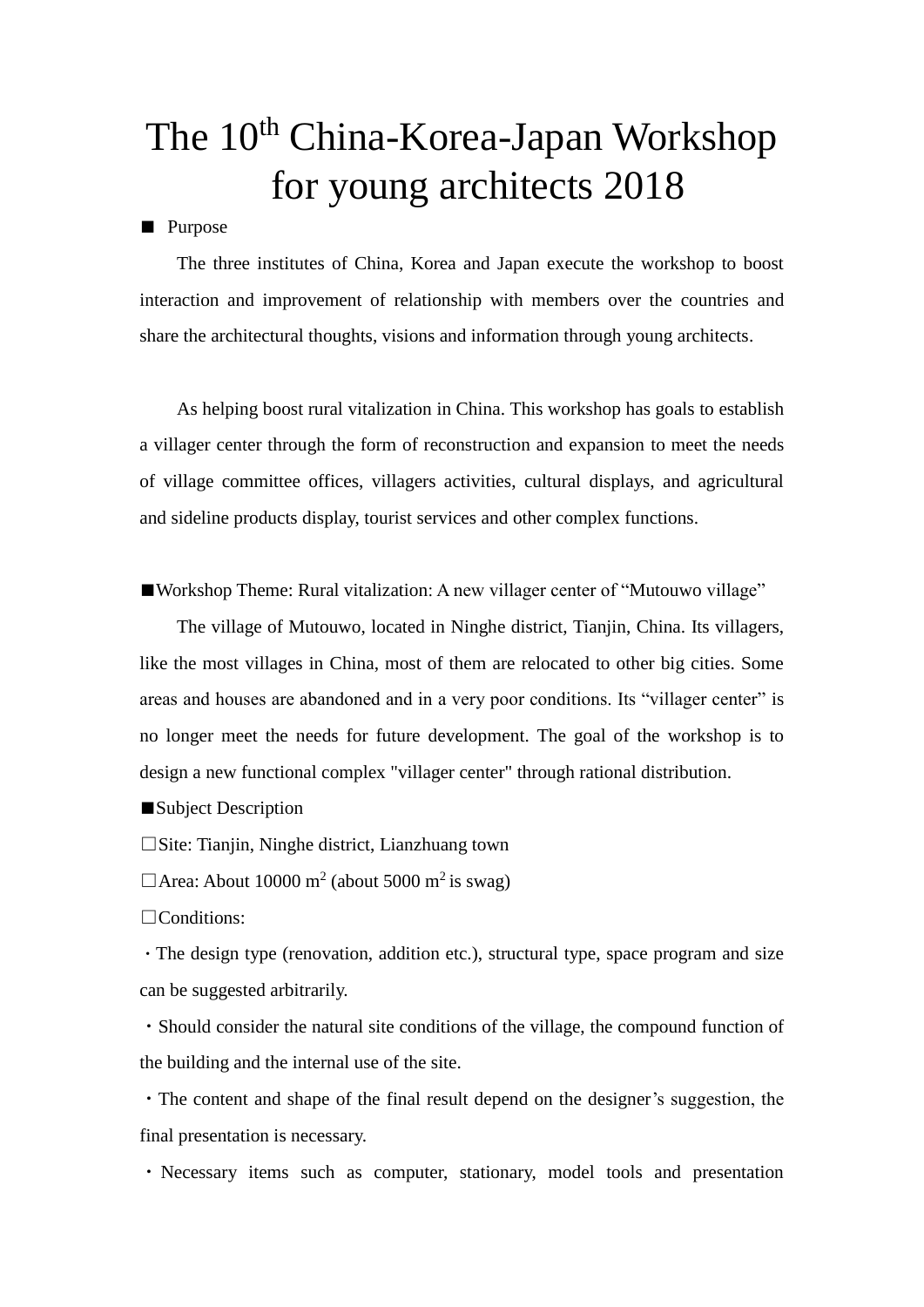# The 10th China-Korea-Japan Workshop for young architects 2018

■ Purpose

The three institutes of China, Korea and Japan execute the workshop to boost interaction and improvement of relationship with members over the countries and share the architectural thoughts, visions and information through young architects.

As helping boost rural vitalization in China. This workshop has goals to establish a villager center through the form of reconstruction and expansion to meet the needs of village committee offices, villagers activities, cultural displays, and agricultural and sideline products display, tourist services and other complex functions.

■Workshop Theme: Rural vitalization: A new villager center of “Mutouwo village”

The village of Mutouwo, located in Ninghe district, Tianjin, China. Its villagers, like the most villages in China, most of them are relocated to other big cities. Some areas and houses are abandoned and in a very poor conditions. Its “villager center” is no longer meet the needs for future development. The goal of the workshop is to design a new functional complex "villager center" through rational distribution.

■Subject Description

□Site: Tianjin, Ninghe district, Lianzhuang town

□Area: About 10000 $m^2$ (about 5000 $m^2$ is swag)

□Conditions:

・The design type (renovation, addition etc.), structural type, space program and size can be suggested arbitrarily.

・Should consider the natural site conditions of the village, the compound function of the building and the internal use of the site.

・The content and shape of the final result depend on the designer’s suggestion, the final presentation is necessary.

・Necessary items such as computer, stationary, model tools and presentation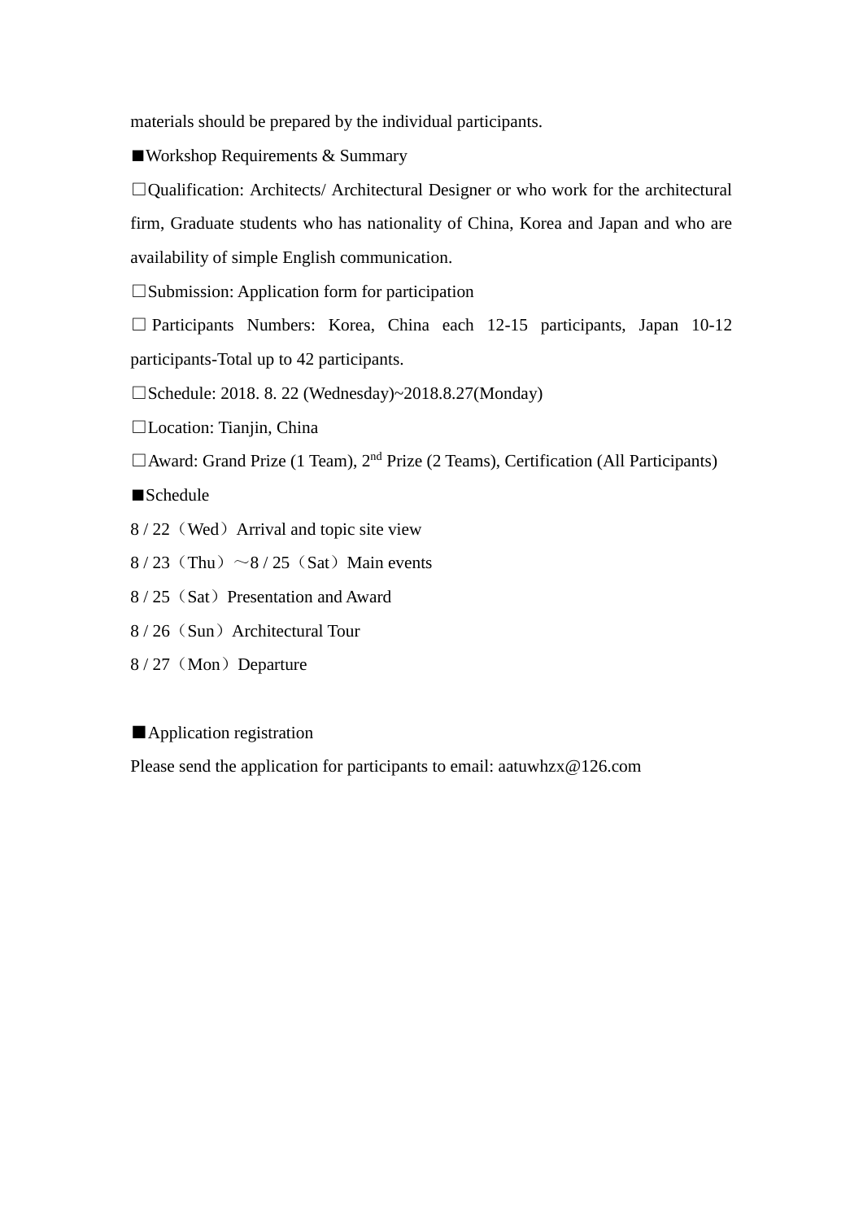materials should be prepared by the individual participants.

■Workshop Requirements & Summary

□Qualification: Architects/ Architectural Designer or who work for the architectural firm, Graduate students who has nationality of China, Korea and Japan and who are availability of simple English communication.

□Submission: Application form for participation

□Participants Numbers: Korea, China each 12-15 participants, Japan 10-12 participants-Total up to 42 participants.

□Schedule: 2018. 8. 22 (Wednesday)~2018.8.27(Monday)

□Location: Tianjin, China

□Award: Grand Prize (1 Team), 2nd Prize (2 Teams), Certification (All Participants)

■Schedule

8 / 22（Wed）Arrival and topic site view

8 / 23（Thu）～8 / 25（Sat）Main events

8 / 25（Sat）Presentation and Award

8 / 26（Sun）Architectural Tour

8 / 27（Mon）Departure

■Application registration

Please send the application for participants to email: aatuwhzx@126.com